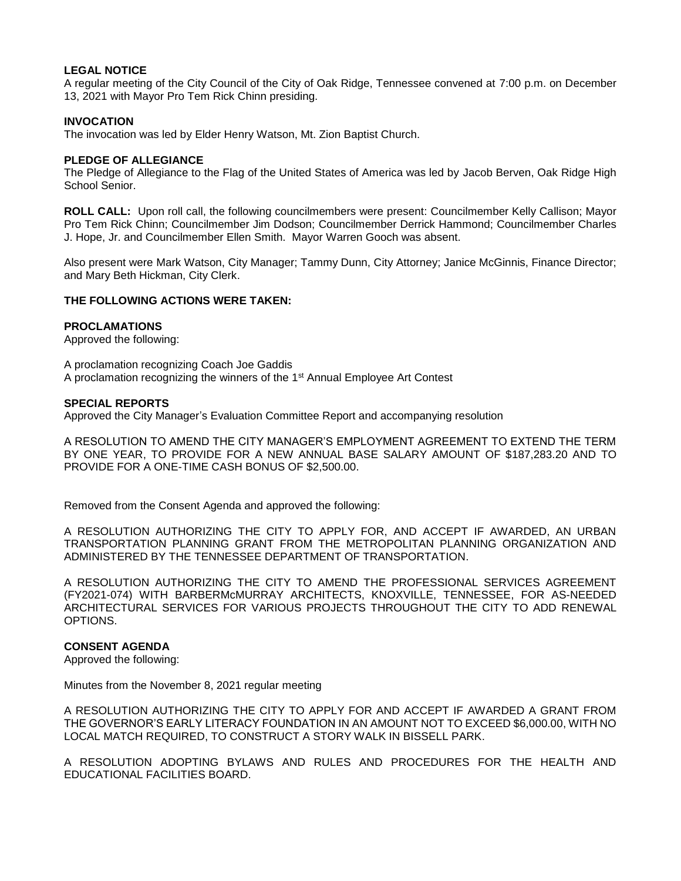**LEGAL NOTICE**
A regular meeting of the City Council of the City of Oak Ridge, Tennessee convened at 7:00 p.m. on December 13, 2021 with Mayor Pro Tem Rick Chinn presiding.

**INVOCATION**
The invocation was led by Elder Henry Watson, Mt. Zion Baptist Church.

**PLEDGE OF ALLEGIANCE**
The Pledge of Allegiance to the Flag of the United States of America was led by Jacob Berven, Oak Ridge High School Senior.

**ROLL CALL:** Upon roll call, the following councilmembers were present: Councilmember Kelly Callison; Mayor Pro Tem Rick Chinn; Councilmember Jim Dodson; Councilmember Derrick Hammond; Councilmember Charles J. Hope, Jr. and Councilmember Ellen Smith. Mayor Warren Gooch was absent.

Also present were Mark Watson, City Manager; Tammy Dunn, City Attorney; Janice McGinnis, Finance Director; and Mary Beth Hickman, City Clerk.

**THE FOLLOWING ACTIONS WERE TAKEN:**

**PROCLAMATIONS**
Approved the following:

A proclamation recognizing Coach Joe Gaddis
A proclamation recognizing the winners of the 1st Annual Employee Art Contest

**SPECIAL REPORTS**
Approved the City Manager's Evaluation Committee Report and accompanying resolution

A RESOLUTION TO AMEND THE CITY MANAGER'S EMPLOYMENT AGREEMENT TO EXTEND THE TERM BY ONE YEAR, TO PROVIDE FOR A NEW ANNUAL BASE SALARY AMOUNT OF $187,283.20 AND TO PROVIDE FOR A ONE-TIME CASH BONUS OF $2,500.00.

Removed from the Consent Agenda and approved the following:

A RESOLUTION AUTHORIZING THE CITY TO APPLY FOR, AND ACCEPT IF AWARDED, AN URBAN TRANSPORTATION PLANNING GRANT FROM THE METROPOLITAN PLANNING ORGANIZATION AND ADMINISTERED BY THE TENNESSEE DEPARTMENT OF TRANSPORTATION.

A RESOLUTION AUTHORIZING THE CITY TO AMEND THE PROFESSIONAL SERVICES AGREEMENT (FY2021-074) WITH BARBERMcMURRAY ARCHITECTS, KNOXVILLE, TENNESSEE, FOR AS-NEEDED ARCHITECTURAL SERVICES FOR VARIOUS PROJECTS THROUGHOUT THE CITY TO ADD RENEWAL OPTIONS.

**CONSENT AGENDA**
Approved the following:

Minutes from the November 8, 2021 regular meeting

A RESOLUTION AUTHORIZING THE CITY TO APPLY FOR AND ACCEPT IF AWARDED A GRANT FROM THE GOVERNOR'S EARLY LITERACY FOUNDATION IN AN AMOUNT NOT TO EXCEED $6,000.00, WITH NO LOCAL MATCH REQUIRED, TO CONSTRUCT A STORY WALK IN BISSELL PARK.

A RESOLUTION ADOPTING BYLAWS AND RULES AND PROCEDURES FOR THE HEALTH AND EDUCATIONAL FACILITIES BOARD.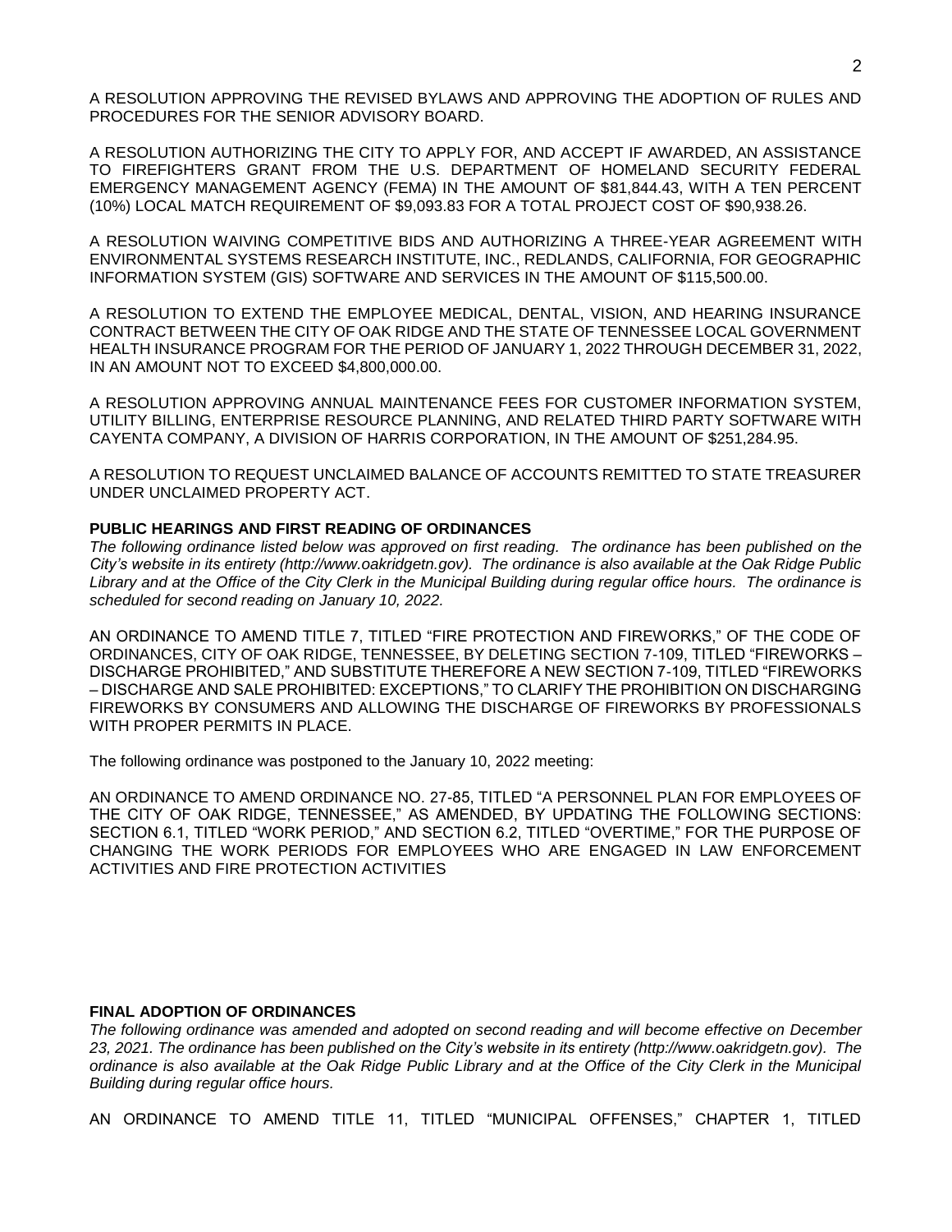A RESOLUTION APPROVING THE REVISED BYLAWS AND APPROVING THE ADOPTION OF RULES AND PROCEDURES FOR THE SENIOR ADVISORY BOARD.

A RESOLUTION AUTHORIZING THE CITY TO APPLY FOR, AND ACCEPT IF AWARDED, AN ASSISTANCE TO FIREFIGHTERS GRANT FROM THE U.S. DEPARTMENT OF HOMELAND SECURITY FEDERAL EMERGENCY MANAGEMENT AGENCY (FEMA) IN THE AMOUNT OF $81,844.43, WITH A TEN PERCENT (10%) LOCAL MATCH REQUIREMENT OF $9,093.83 FOR A TOTAL PROJECT COST OF $90,938.26.

A RESOLUTION WAIVING COMPETITIVE BIDS AND AUTHORIZING A THREE-YEAR AGREEMENT WITH ENVIRONMENTAL SYSTEMS RESEARCH INSTITUTE, INC., REDLANDS, CALIFORNIA, FOR GEOGRAPHIC INFORMATION SYSTEM (GIS) SOFTWARE AND SERVICES IN THE AMOUNT OF $115,500.00.

A RESOLUTION TO EXTEND THE EMPLOYEE MEDICAL, DENTAL, VISION, AND HEARING INSURANCE CONTRACT BETWEEN THE CITY OF OAK RIDGE AND THE STATE OF TENNESSEE LOCAL GOVERNMENT HEALTH INSURANCE PROGRAM FOR THE PERIOD OF JANUARY 1, 2022 THROUGH DECEMBER 31, 2022, IN AN AMOUNT NOT TO EXCEED $4,800,000.00.

A RESOLUTION APPROVING ANNUAL MAINTENANCE FEES FOR CUSTOMER INFORMATION SYSTEM, UTILITY BILLING, ENTERPRISE RESOURCE PLANNING, AND RELATED THIRD PARTY SOFTWARE WITH CAYENTA COMPANY, A DIVISION OF HARRIS CORPORATION, IN THE AMOUNT OF $251,284.95.

A RESOLUTION TO REQUEST UNCLAIMED BALANCE OF ACCOUNTS REMITTED TO STATE TREASURER UNDER UNCLAIMED PROPERTY ACT.

**PUBLIC HEARINGS AND FIRST READING OF ORDINANCES**

*The following ordinance listed below was approved on first reading. The ordinance has been published on the City's website in its entirety (http://www.oakridgetn.gov). The ordinance is also available at the Oak Ridge Public Library and at the Office of the City Clerk in the Municipal Building during regular office hours. The ordinance is scheduled for second reading on January 10, 2022.*

AN ORDINANCE TO AMEND TITLE 7, TITLED "FIRE PROTECTION AND FIREWORKS," OF THE CODE OF ORDINANCES, CITY OF OAK RIDGE, TENNESSEE, BY DELETING SECTION 7-109, TITLED "FIREWORKS – DISCHARGE PROHIBITED," AND SUBSTITUTE THEREFORE A NEW SECTION 7-109, TITLED "FIREWORKS – DISCHARGE AND SALE PROHIBITED: EXCEPTIONS," TO CLARIFY THE PROHIBITION ON DISCHARGING FIREWORKS BY CONSUMERS AND ALLOWING THE DISCHARGE OF FIREWORKS BY PROFESSIONALS WITH PROPER PERMITS IN PLACE.

The following ordinance was postponed to the January 10, 2022 meeting:

AN ORDINANCE TO AMEND ORDINANCE NO. 27-85, TITLED "A PERSONNEL PLAN FOR EMPLOYEES OF THE CITY OF OAK RIDGE, TENNESSEE," AS AMENDED, BY UPDATING THE FOLLOWING SECTIONS: SECTION 6.1, TITLED "WORK PERIOD," AND SECTION 6.2, TITLED "OVERTIME," FOR THE PURPOSE OF CHANGING THE WORK PERIODS FOR EMPLOYEES WHO ARE ENGAGED IN LAW ENFORCEMENT ACTIVITIES AND FIRE PROTECTION ACTIVITIES

**FINAL ADOPTION OF ORDINANCES**

*The following ordinance was amended and adopted on second reading and will become effective on December 23, 2021. The ordinance has been published on the City's website in its entirety (http://www.oakridgetn.gov). The ordinance is also available at the Oak Ridge Public Library and at the Office of the City Clerk in the Municipal Building during regular office hours.*

AN ORDINANCE TO AMEND TITLE 11, TITLED "MUNICIPAL OFFENSES," CHAPTER 1, TITLED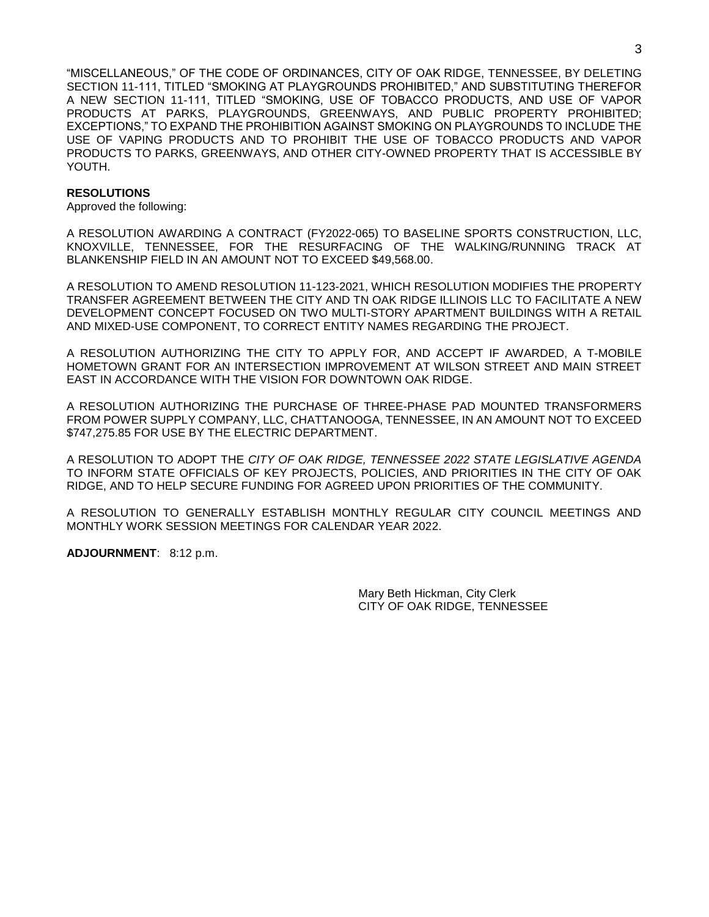“MISCELLANEOUS,” OF THE CODE OF ORDINANCES, CITY OF OAK RIDGE, TENNESSEE, BY DELETING SECTION 11-111, TITLED “SMOKING AT PLAYGROUNDS PROHIBITED,” AND SUBSTITUTING THEREFOR A NEW SECTION 11-111, TITLED “SMOKING, USE OF TOBACCO PRODUCTS, AND USE OF VAPOR PRODUCTS AT PARKS, PLAYGROUNDS, GREENWAYS, AND PUBLIC PROPERTY PROHIBITED; EXCEPTIONS,” TO EXPAND THE PROHIBITION AGAINST SMOKING ON PLAYGROUNDS TO INCLUDE THE USE OF VAPING PRODUCTS AND TO PROHIBIT THE USE OF TOBACCO PRODUCTS AND VAPOR PRODUCTS TO PARKS, GREENWAYS, AND OTHER CITY-OWNED PROPERTY THAT IS ACCESSIBLE BY YOUTH.

**RESOLUTIONS**

Approved the following:

A RESOLUTION AWARDING A CONTRACT (FY2022-065) TO BASELINE SPORTS CONSTRUCTION, LLC, KNOXVILLE, TENNESSEE, FOR THE RESURFACING OF THE WALKING/RUNNING TRACK AT BLANKENSHIP FIELD IN AN AMOUNT NOT TO EXCEED $49,568.00.

A RESOLUTION TO AMEND RESOLUTION 11-123-2021, WHICH RESOLUTION MODIFIES THE PROPERTY TRANSFER AGREEMENT BETWEEN THE CITY AND TN OAK RIDGE ILLINOIS LLC TO FACILITATE A NEW DEVELOPMENT CONCEPT FOCUSED ON TWO MULTI-STORY APARTMENT BUILDINGS WITH A RETAIL AND MIXED-USE COMPONENT, TO CORRECT ENTITY NAMES REGARDING THE PROJECT.

A RESOLUTION AUTHORIZING THE CITY TO APPLY FOR, AND ACCEPT IF AWARDED, A T-MOBILE HOMETOWN GRANT FOR AN INTERSECTION IMPROVEMENT AT WILSON STREET AND MAIN STREET EAST IN ACCORDANCE WITH THE VISION FOR DOWNTOWN OAK RIDGE.

A RESOLUTION AUTHORIZING THE PURCHASE OF THREE-PHASE PAD MOUNTED TRANSFORMERS FROM POWER SUPPLY COMPANY, LLC, CHATTANOOGA, TENNESSEE, IN AN AMOUNT NOT TO EXCEED $747,275.85 FOR USE BY THE ELECTRIC DEPARTMENT.

A RESOLUTION TO ADOPT THE *CITY OF OAK RIDGE, TENNESSEE 2022 STATE LEGISLATIVE AGENDA* TO INFORM STATE OFFICIALS OF KEY PROJECTS, POLICIES, AND PRIORITIES IN THE CITY OF OAK RIDGE, AND TO HELP SECURE FUNDING FOR AGREED UPON PRIORITIES OF THE COMMUNITY.

A RESOLUTION TO GENERALLY ESTABLISH MONTHLY REGULAR CITY COUNCIL MEETINGS AND MONTHLY WORK SESSION MEETINGS FOR CALENDAR YEAR 2022.

**ADJOURNMENT**: 8:12 p.m.

Mary Beth Hickman, City Clerk
CITY OF OAK RIDGE, TENNESSEE